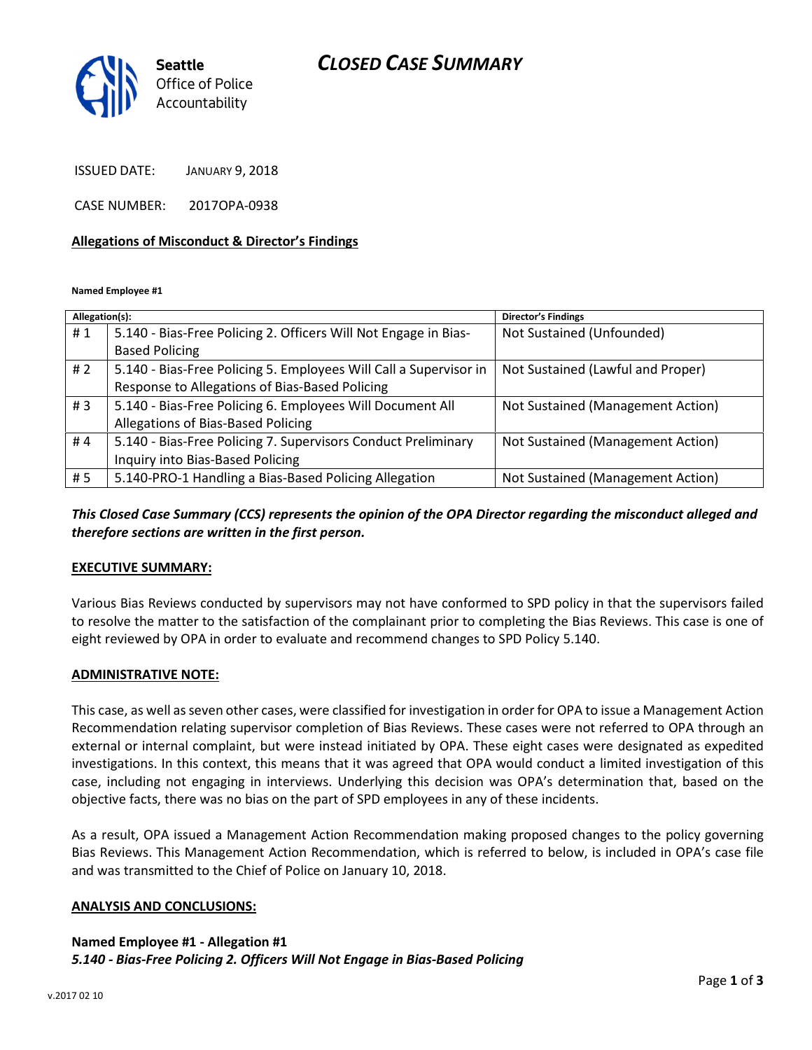Seattle Office of Police Accountability

# CLOSED CASE SUMMARY

ISSUED DATE: JANUARY 9, 2018

CASE NUMBER: 2017OPA-0938

**Allegations of Misconduct & Director's Findings**

**Named Employee #1**

| Allegation(s): | | Director's Findings |
|---|---|---|
| # 1 | 5.140 - Bias-Free Policing 2. Officers Will Not Engage in Bias-Based Policing | Not Sustained (Unfounded) |
| # 2 | 5.140 - Bias-Free Policing 5. Employees Will Call a Supervisor in Response to Allegations of Bias-Based Policing | Not Sustained (Lawful and Proper) |
| # 3 | 5.140 - Bias-Free Policing 6. Employees Will Document All Allegations of Bias-Based Policing | Not Sustained (Management Action) |
| # 4 | 5.140 - Bias-Free Policing 7. Supervisors Conduct Preliminary Inquiry into Bias-Based Policing | Not Sustained (Management Action) |
| # 5 | 5.140-PRO-1 Handling a Bias-Based Policing Allegation | Not Sustained (Management Action) |

***This Closed Case Summary (CCS) represents the opinion of the OPA Director regarding the misconduct alleged and therefore sections are written in the first person.***

**EXECUTIVE SUMMARY:**

Various Bias Reviews conducted by supervisors may not have conformed to SPD policy in that the supervisors failed to resolve the matter to the satisfaction of the complainant prior to completing the Bias Reviews. This case is one of eight reviewed by OPA in order to evaluate and recommend changes to SPD Policy 5.140.

**ADMINISTRATIVE NOTE:**

This case, as well as seven other cases, were classified for investigation in order for OPA to issue a Management Action Recommendation relating supervisor completion of Bias Reviews. These cases were not referred to OPA through an external or internal complaint, but were instead initiated by OPA. These eight cases were designated as expedited investigations. In this context, this means that it was agreed that OPA would conduct a limited investigation of this case, including not engaging in interviews. Underlying this decision was OPA's determination that, based on the objective facts, there was no bias on the part of SPD employees in any of these incidents.

As a result, OPA issued a Management Action Recommendation making proposed changes to the policy governing Bias Reviews. This Management Action Recommendation, which is referred to below, is included in OPA's case file and was transmitted to the Chief of Police on January 10, 2018.

**ANALYSIS AND CONCLUSIONS:**

**Named Employee #1 - Allegation #1**
***5.140 - Bias-Free Policing 2. Officers Will Not Engage in Bias-Based Policing***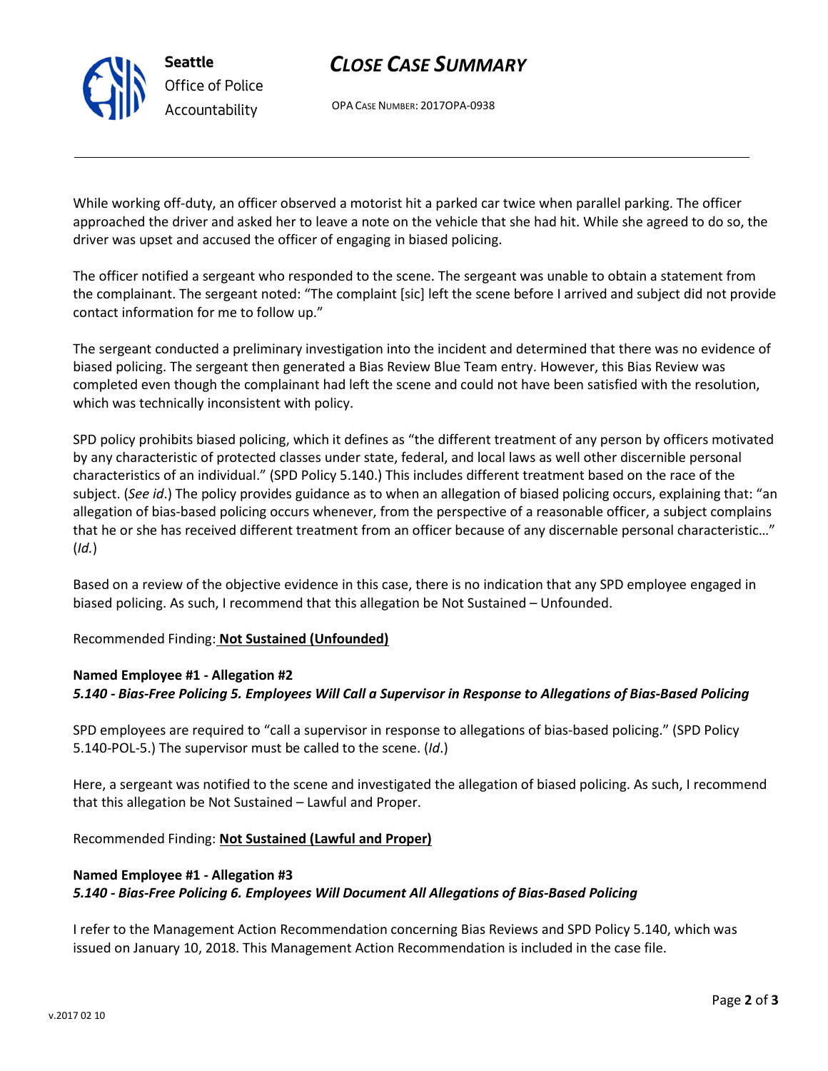While working off-duty, an officer observed a motorist hit a parked car twice when parallel parking. The officer approached the driver and asked her to leave a note on the vehicle that she had hit. While she agreed to do so, the driver was upset and accused the officer of engaging in biased policing.

The officer notified a sergeant who responded to the scene. The sergeant was unable to obtain a statement from the complainant. The sergeant noted: "The complaint [sic] left the scene before I arrived and subject did not provide contact information for me to follow up."

The sergeant conducted a preliminary investigation into the incident and determined that there was no evidence of biased policing. The sergeant then generated a Bias Review Blue Team entry. However, this Bias Review was completed even though the complainant had left the scene and could not have been satisfied with the resolution, which was technically inconsistent with policy.

SPD policy prohibits biased policing, which it defines as "the different treatment of any person by officers motivated by any characteristic of protected classes under state, federal, and local laws as well other discernible personal characteristics of an individual." (SPD Policy 5.140.) This includes different treatment based on the race of the subject. (*See id*.) The policy provides guidance as to when an allegation of biased policing occurs, explaining that: "an allegation of bias-based policing occurs whenever, from the perspective of a reasonable officer, a subject complains that he or she has received different treatment from an officer because of any discernable personal characteristic…" (*Id.*)

Based on a review of the objective evidence in this case, there is no indication that any SPD employee engaged in biased policing. As such, I recommend that this allegation be Not Sustained – Unfounded.

Recommended Finding: **Not Sustained (Unfounded)**

**Named Employee #1 - Allegation #2**
***5.140 - Bias-Free Policing 5. Employees Will Call a Supervisor in Response to Allegations of Bias-Based Policing***

SPD employees are required to "call a supervisor in response to allegations of bias-based policing." (SPD Policy 5.140-POL-5.) The supervisor must be called to the scene. (*Id*.)

Here, a sergeant was notified to the scene and investigated the allegation of biased policing. As such, I recommend that this allegation be Not Sustained – Lawful and Proper.

Recommended Finding: **Not Sustained (Lawful and Proper)**

**Named Employee #1 - Allegation #3**
***5.140 - Bias-Free Policing 6. Employees Will Document All Allegations of Bias-Based Policing***

I refer to the Management Action Recommendation concerning Bias Reviews and SPD Policy 5.140, which was issued on January 10, 2018. This Management Action Recommendation is included in the case file.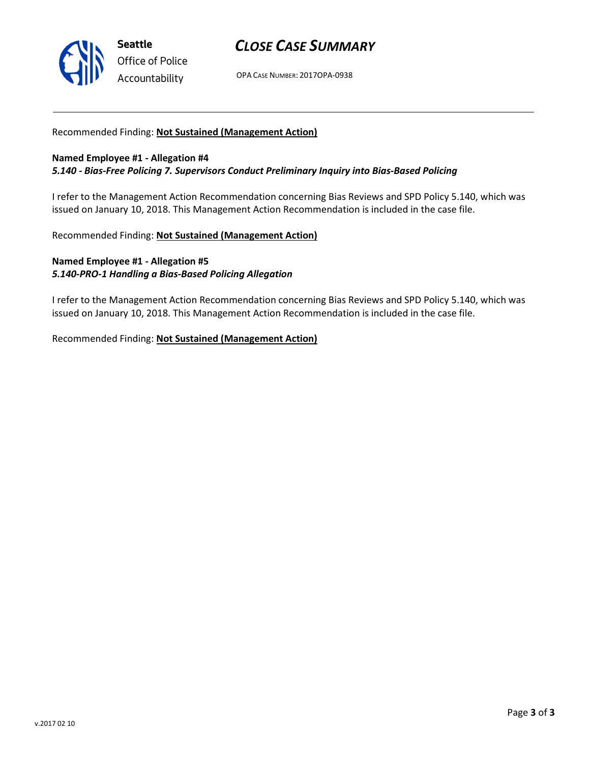Recommended Finding: **Not Sustained (Management Action)**

**Named Employee #1 - Allegation #4**
***5.140 - Bias-Free Policing 7. Supervisors Conduct Preliminary Inquiry into Bias-Based Policing***

I refer to the Management Action Recommendation concerning Bias Reviews and SPD Policy 5.140, which was issued on January 10, 2018. This Management Action Recommendation is included in the case file.

Recommended Finding: **Not Sustained (Management Action)**

**Named Employee #1 - Allegation #5**
***5.140-PRO-1 Handling a Bias-Based Policing Allegation***

I refer to the Management Action Recommendation concerning Bias Reviews and SPD Policy 5.140, which was issued on January 10, 2018. This Management Action Recommendation is included in the case file.

Recommended Finding: **Not Sustained (Management Action)**